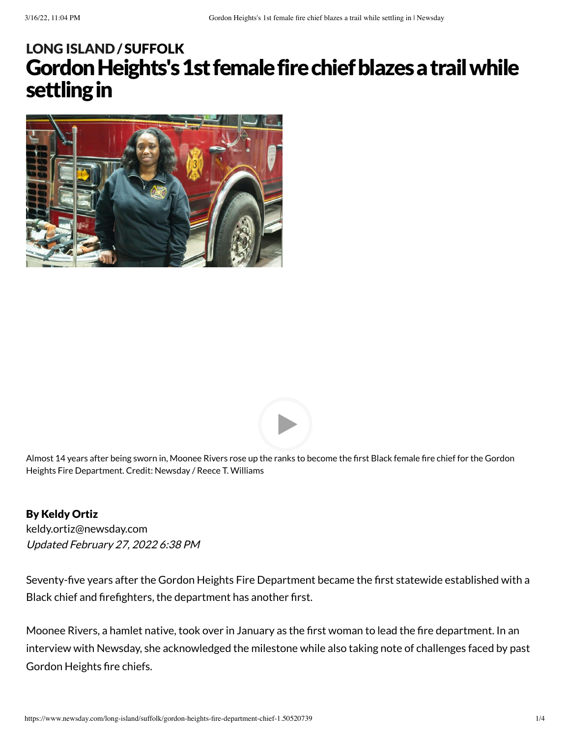LONG ISLAND / SUFFOLK

# Gordon Heights's 1st female fire chief blazes a trail while settling in

Almost 14 years after being sworn in, Moonee Rivers rose up the ranks to become the first Black female fire chief for the Gordon Heights Fire Department. Credit: Newsday / Reece T. Williams

**By Keldy Ortiz**
keldy.ortiz@newsday.com
*Updated February 27, 2022 6:38 PM*

Seventy-five years after the Gordon Heights Fire Department became the first statewide established with a Black chief and firefighters, the department has another first.

Moonee Rivers, a hamlet native, took over in January as the first woman to lead the fire department. In an interview with Newsday, she acknowledged the milestone while also taking note of challenges faced by past Gordon Heights fire chiefs.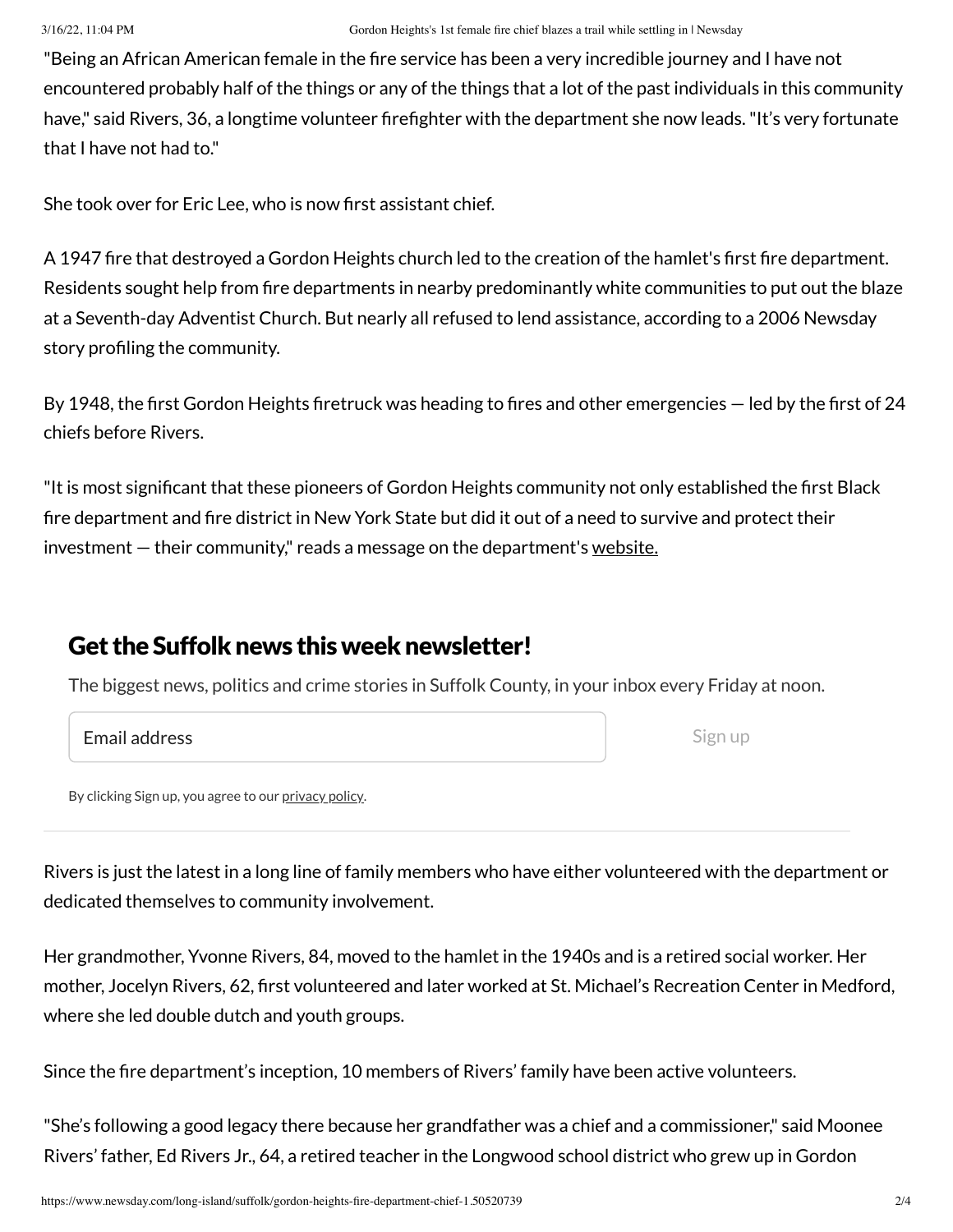"Being an African American female in the fire service has been a very incredible journey and I have not encountered probably half of the things or any of the things that a lot of the past individuals in this community have," said Rivers, 36, a longtime volunteer firefighter with the department she now leads. "It's very fortunate that I have not had to."

She took over for Eric Lee, who is now first assistant chief.

A 1947 fire that destroyed a Gordon Heights church led to the creation of the hamlet's first fire department. Residents sought help from fire departments in nearby predominantly white communities to put out the blaze at a Seventh-day Adventist Church. But nearly all refused to lend assistance, according to a 2006 Newsday story profiling the community.

By 1948, the first Gordon Heights firetruck was heading to fires and other emergencies — led by the first of 24 chiefs before Rivers.

"It is most significant that these pioneers of Gordon Heights community not only established the first Black fire department and fire district in New York State but did it out of a need to survive and protect their investment — their community," reads a message on the department's website.

## Get the Suffolk news this week newsletter!

The biggest news, politics and crime stories in Suffolk County, in your inbox every Friday at noon.

Email address

Sign up

By clicking Sign up, you agree to our privacy policy.

---

Rivers is just the latest in a long line of family members who have either volunteered with the department or dedicated themselves to community involvement.

Her grandmother, Yvonne Rivers, 84, moved to the hamlet in the 1940s and is a retired social worker. Her mother, Jocelyn Rivers, 62, first volunteered and later worked at St. Michael's Recreation Center in Medford, where she led double dutch and youth groups.

Since the fire department's inception, 10 members of Rivers' family have been active volunteers.

"She's following a good legacy there because her grandfather was a chief and a commissioner," said Moonee Rivers' father, Ed Rivers Jr., 64, a retired teacher in the Longwood school district who grew up in Gordon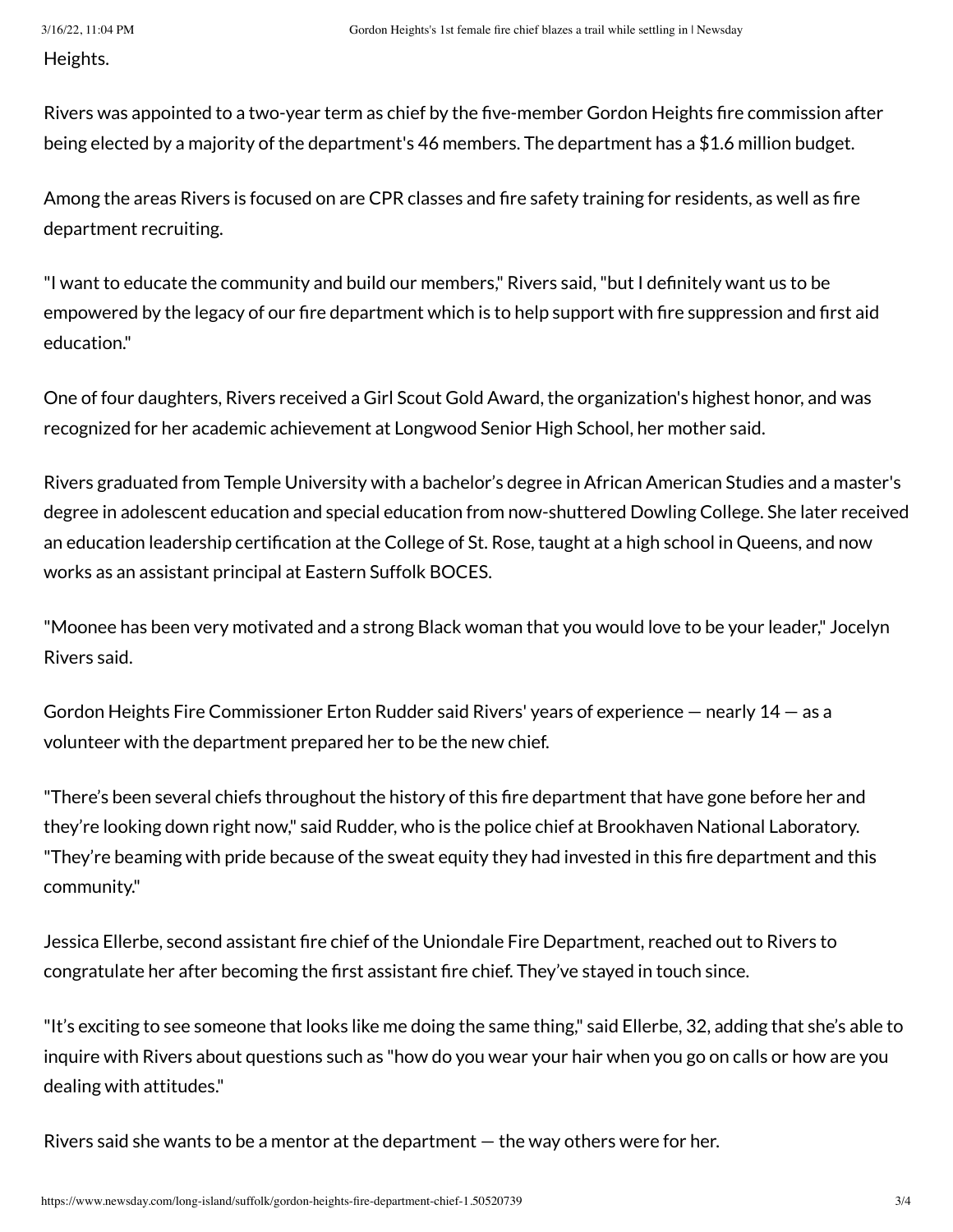Heights.

Rivers was appointed to a two-year term as chief by the five-member Gordon Heights fire commission after being elected by a majority of the department's 46 members. The department has a $1.6 million budget.

Among the areas Rivers is focused on are CPR classes and fire safety training for residents, as well as fire department recruiting.

"I want to educate the community and build our members," Rivers said, "but I definitely want us to be empowered by the legacy of our fire department which is to help support with fire suppression and first aid education."

One of four daughters, Rivers received a Girl Scout Gold Award, the organization's highest honor, and was recognized for her academic achievement at Longwood Senior High School, her mother said.

Rivers graduated from Temple University with a bachelor's degree in African American Studies and a master's degree in adolescent education and special education from now-shuttered Dowling College. She later received an education leadership certification at the College of St. Rose, taught at a high school in Queens, and now works as an assistant principal at Eastern Suffolk BOCES.

"Moonee has been very motivated and a strong Black woman that you would love to be your leader," Jocelyn Rivers said.

Gordon Heights Fire Commissioner Erton Rudder said Rivers' years of experience — nearly 14 — as a volunteer with the department prepared her to be the new chief.

"There's been several chiefs throughout the history of this fire department that have gone before her and they're looking down right now," said Rudder, who is the police chief at Brookhaven National Laboratory. "They're beaming with pride because of the sweat equity they had invested in this fire department and this community."

Jessica Ellerbe, second assistant fire chief of the Uniondale Fire Department, reached out to Rivers to congratulate her after becoming the first assistant fire chief. They've stayed in touch since.

"It's exciting to see someone that looks like me doing the same thing," said Ellerbe, 32, adding that she's able to inquire with Rivers about questions such as "how do you wear your hair when you go on calls or how are you dealing with attitudes."

Rivers said she wants to be a mentor at the department — the way others were for her.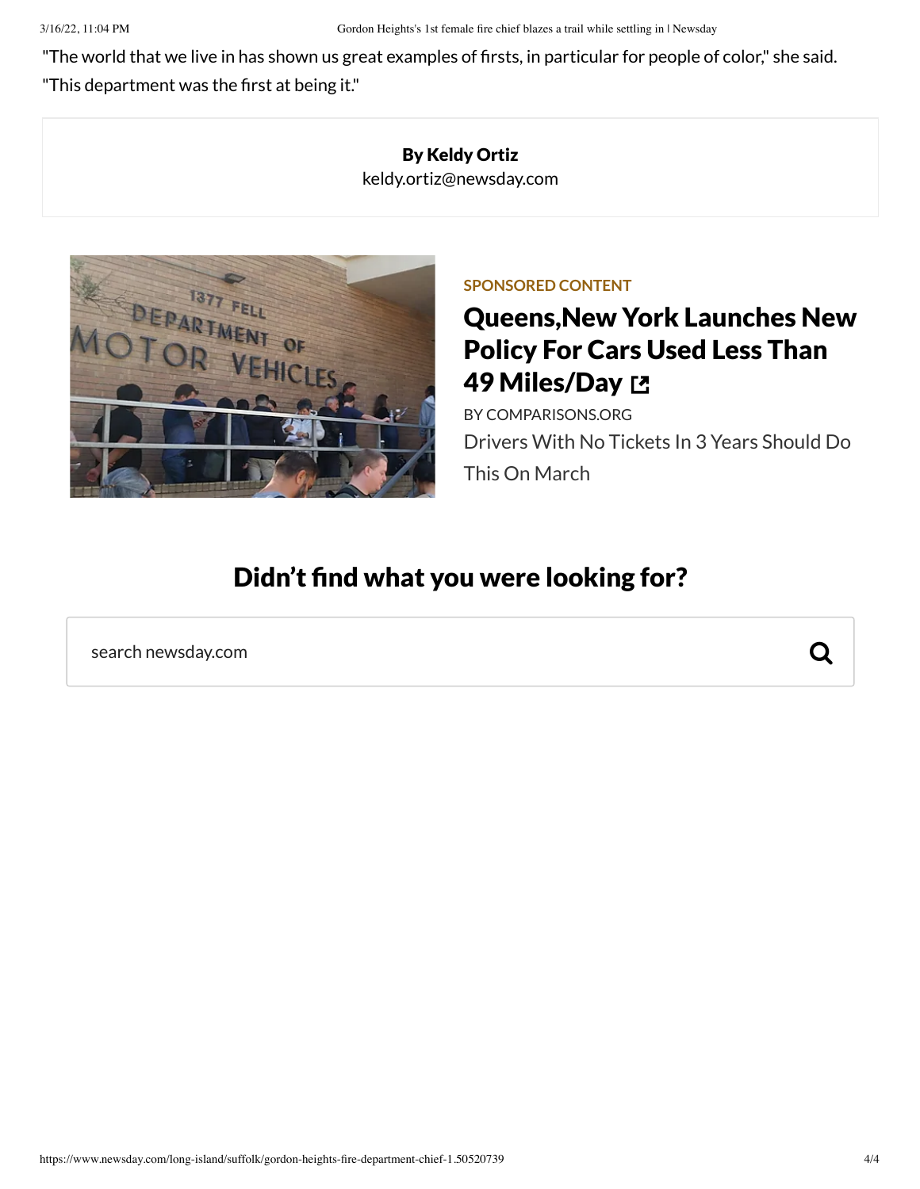"The world that we live in has shown us great examples of firsts, in particular for people of color," she said. "This department was the first at being it."

**By Keldy Ortiz**
keldy.ortiz@newsday.com

SPONSORED CONTENT

## Queens,New York Launches New Policy For Cars Used Less Than 49 Miles/Day

BY COMPARISONS.ORG

Drivers With No Tickets In 3 Years Should Do This On March

## Didn't find what you were looking for?

search newsday.com